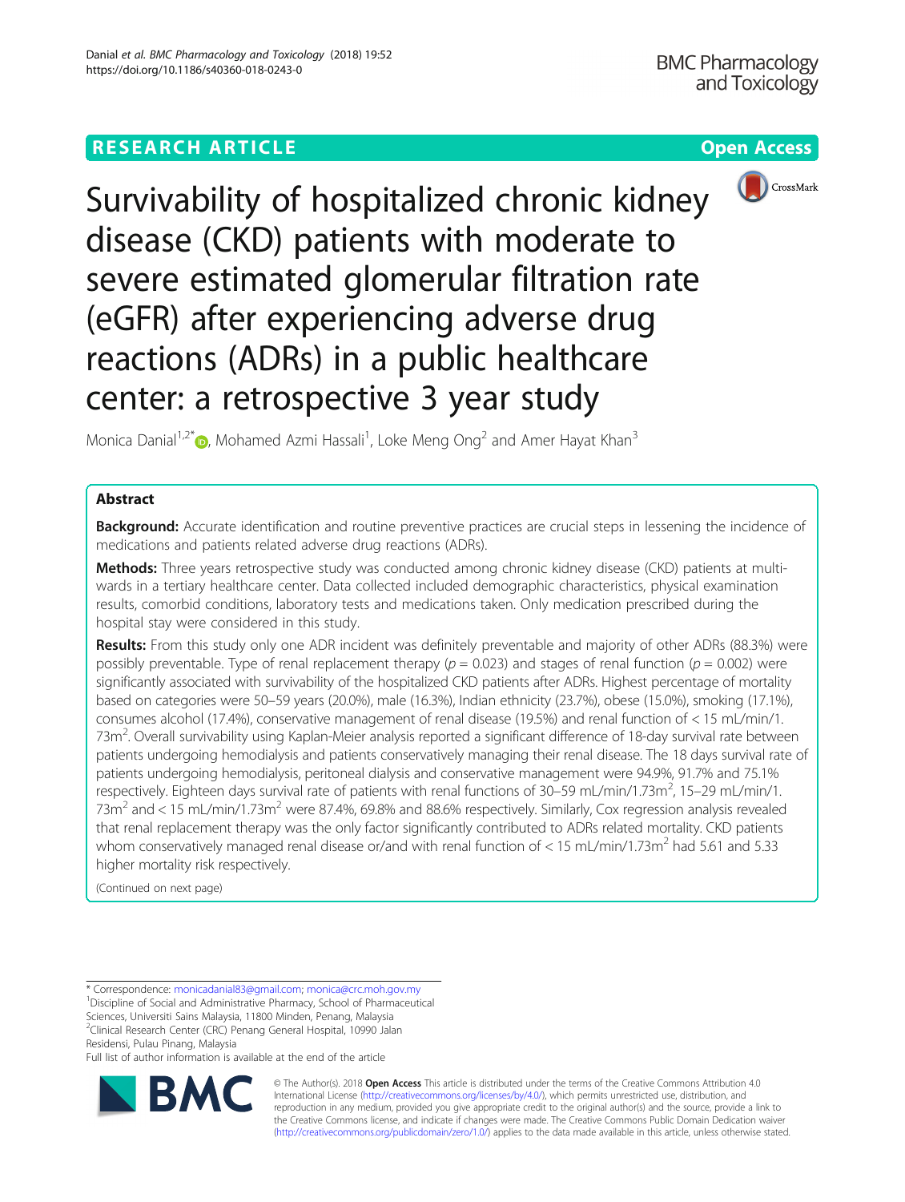# Survivability of hospitalized chronic kidney disease (CKD) patients with moderate to severe estimated glomerular filtration rate (eGFR) after experiencing adverse drug reactions (ADRs) in a public healthcare center: a retrospective 3 year study

Monica Danial[1,2*], Mohamed Azmi Hassali[1], Loke Meng Ong[2] and Amer Hayat Khan[3]

## Abstract

**Background:** Accurate identification and routine preventive practices are crucial steps in lessening the incidence of medications and patients related adverse drug reactions (ADRs).

**Methods:** Three years retrospective study was conducted among chronic kidney disease (CKD) patients at multi-wards in a tertiary healthcare center. Data collected included demographic characteristics, physical examination results, comorbid conditions, laboratory tests and medications taken. Only medication prescribed during the hospital stay were considered in this study.

**Results:** From this study only one ADR incident was definitely preventable and majority of other ADRs (88.3%) were possibly preventable. Type of renal replacement therapy ($p = 0.023$) and stages of renal function ($p = 0.002$) were significantly associated with survivability of the hospitalized CKD patients after ADRs. Highest percentage of mortality based on categories were 50–59 years (20.0%), male (16.3%), Indian ethnicity (23.7%), obese (15.0%), smoking (17.1%), consumes alcohol (17.4%), conservative management of renal disease (19.5%) and renal function of < 15 mL/min/1.73m$^2$. Overall survivability using Kaplan-Meier analysis reported a significant difference of 18-day survival rate between patients undergoing hemodialysis and patients conservatively managing their renal disease. The 18 days survival rate of patients undergoing hemodialysis, peritoneal dialysis and conservative management were 94.9%, 91.7% and 75.1% respectively. Eighteen days survival rate of patients with renal functions of 30–59 mL/min/1.73m$^2$, 15–29 mL/min/1.73m$^2$ and < 15 mL/min/1.73m$^2$ were 87.4%, 69.8% and 88.6% respectively. Similarly, Cox regression analysis revealed that renal replacement therapy was the only factor significantly contributed to ADRs related mortality. CKD patients whom conservatively managed renal disease or/and with renal function of < 15 mL/min/1.73m$^2$ had 5.61 and 5.33 higher mortality risk respectively.

(Continued on next page)

---

* Correspondence: monicadanial83@gmail.com; monica@crc.moh.gov.my
[1]Discipline of Social and Administrative Pharmacy, School of Pharmaceutical Sciences, Universiti Sains Malaysia, 11800 Minden, Penang, Malaysia
[2]Clinical Research Center (CRC) Penang General Hospital, 10990 Jalan Residensi, Pulau Pinang, Malaysia
Full list of author information is available at the end of the article

© The Author(s). 2018 **Open Access** This article is distributed under the terms of the Creative Commons Attribution 4.0 International License (http://creativecommons.org/licenses/by/4.0/), which permits unrestricted use, distribution, and reproduction in any medium, provided you give appropriate credit to the original author(s) and the source, provide a link to the Creative Commons license, and indicate if changes were made. The Creative Commons Public Domain Dedication waiver (http://creativecommons.org/publicdomain/zero/1.0/) applies to the data made available in this article, unless otherwise stated.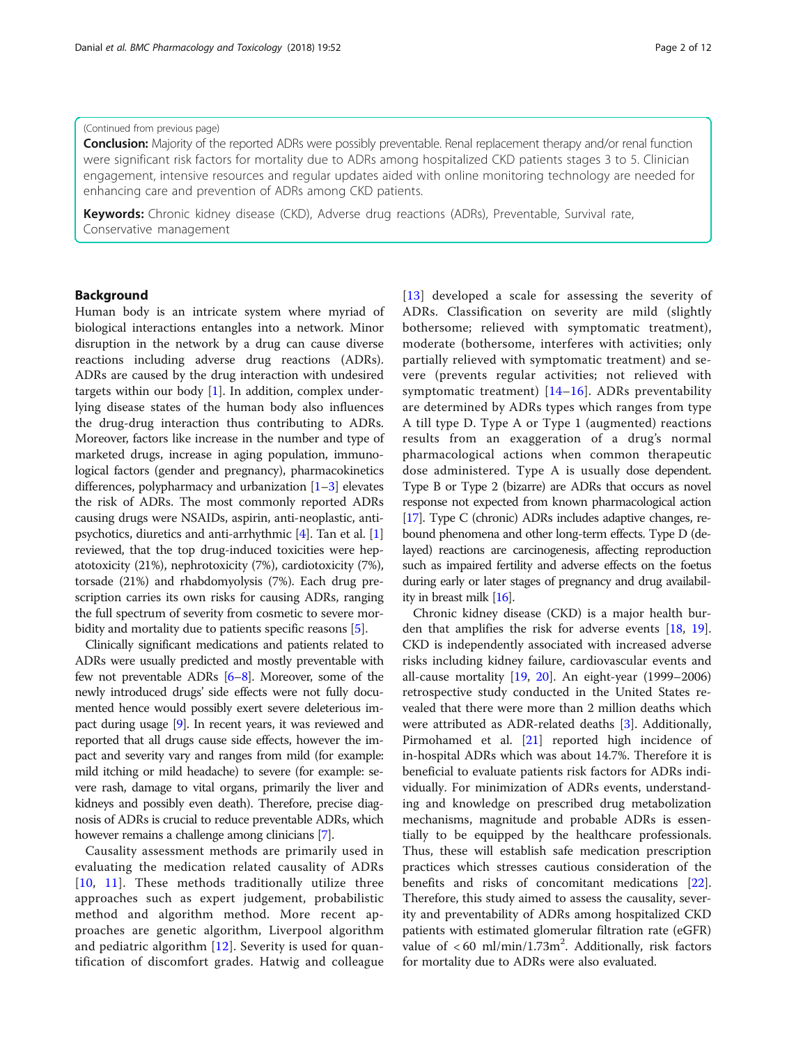(Continued from previous page)

**Conclusion:** Majority of the reported ADRs were possibly preventable. Renal replacement therapy and/or renal function were significant risk factors for mortality due to ADRs among hospitalized CKD patients stages 3 to 5. Clinician engagement, intensive resources and regular updates aided with online monitoring technology are needed for enhancing care and prevention of ADRs among CKD patients.

**Keywords:** Chronic kidney disease (CKD), Adverse drug reactions (ADRs), Preventable, Survival rate, Conservative management

## Background

Human body is an intricate system where myriad of biological interactions entangles into a network. Minor disruption in the network by a drug can cause diverse reactions including adverse drug reactions (ADRs). ADRs are caused by the drug interaction with undesired targets within our body [1]. In addition, complex underlying disease states of the human body also influences the drug-drug interaction thus contributing to ADRs. Moreover, factors like increase in the number and type of marketed drugs, increase in aging population, immunological factors (gender and pregnancy), pharmacokinetics differences, polypharmacy and urbanization [1–3] elevates the risk of ADRs. The most commonly reported ADRs causing drugs were NSAIDs, aspirin, anti-neoplastic, antipsychotics, diuretics and anti-arrhythmic [4]. Tan et al. [1] reviewed, that the top drug-induced toxicities were hepatotoxicity (21%), nephrotoxicity (7%), cardiotoxicity (7%), torsade (21%) and rhabdomyolysis (7%). Each drug prescription carries its own risks for causing ADRs, ranging the full spectrum of severity from cosmetic to severe morbidity and mortality due to patients specific reasons [5].

Clinically significant medications and patients related to ADRs were usually predicted and mostly preventable with few not preventable ADRs [6–8]. Moreover, some of the newly introduced drugs' side effects were not fully documented hence would possibly exert severe deleterious impact during usage [9]. In recent years, it was reviewed and reported that all drugs cause side effects, however the impact and severity vary and ranges from mild (for example: mild itching or mild headache) to severe (for example: severe rash, damage to vital organs, primarily the liver and kidneys and possibly even death). Therefore, precise diagnosis of ADRs is crucial to reduce preventable ADRs, which however remains a challenge among clinicians [7].

Causality assessment methods are primarily used in evaluating the medication related causality of ADRs [10, 11]. These methods traditionally utilize three approaches such as expert judgement, probabilistic method and algorithm method. More recent approaches are genetic algorithm, Liverpool algorithm and pediatric algorithm [12]. Severity is used for quantification of discomfort grades. Hatwig and colleague [13] developed a scale for assessing the severity of ADRs. Classification on severity are mild (slightly bothersome; relieved with symptomatic treatment), moderate (bothersome, interferes with activities; only partially relieved with symptomatic treatment) and severe (prevents regular activities; not relieved with symptomatic treatment) [14–16]. ADRs preventability are determined by ADRs types which ranges from type A till type D. Type A or Type 1 (augmented) reactions results from an exaggeration of a drug's normal pharmacological actions when common therapeutic dose administered. Type A is usually dose dependent. Type B or Type 2 (bizarre) are ADRs that occurs as novel response not expected from known pharmacological action [17]. Type C (chronic) ADRs includes adaptive changes, rebound phenomena and other long-term effects. Type D (delayed) reactions are carcinogenesis, affecting reproduction such as impaired fertility and adverse effects on the foetus during early or later stages of pregnancy and drug availability in breast milk [16].

Chronic kidney disease (CKD) is a major health burden that amplifies the risk for adverse events [18, 19]. CKD is independently associated with increased adverse risks including kidney failure, cardiovascular events and all-cause mortality [19, 20]. An eight-year (1999–2006) retrospective study conducted in the United States revealed that there were more than 2 million deaths which were attributed as ADR-related deaths [3]. Additionally, Pirmohamed et al. [21] reported high incidence of in-hospital ADRs which was about 14.7%. Therefore it is beneficial to evaluate patients risk factors for ADRs individually. For minimization of ADRs events, understanding and knowledge on prescribed drug metabolization mechanisms, magnitude and probable ADRs is essentially to be equipped by the healthcare professionals. Thus, these will establish safe medication prescription practices which stresses cautious consideration of the benefits and risks of concomitant medications [22]. Therefore, this study aimed to assess the causality, severity and preventability of ADRs among hospitalized CKD patients with estimated glomerular filtration rate (eGFR) value of $< 60$ ml/min/1.73m$^2$. Additionally, risk factors for mortality due to ADRs were also evaluated.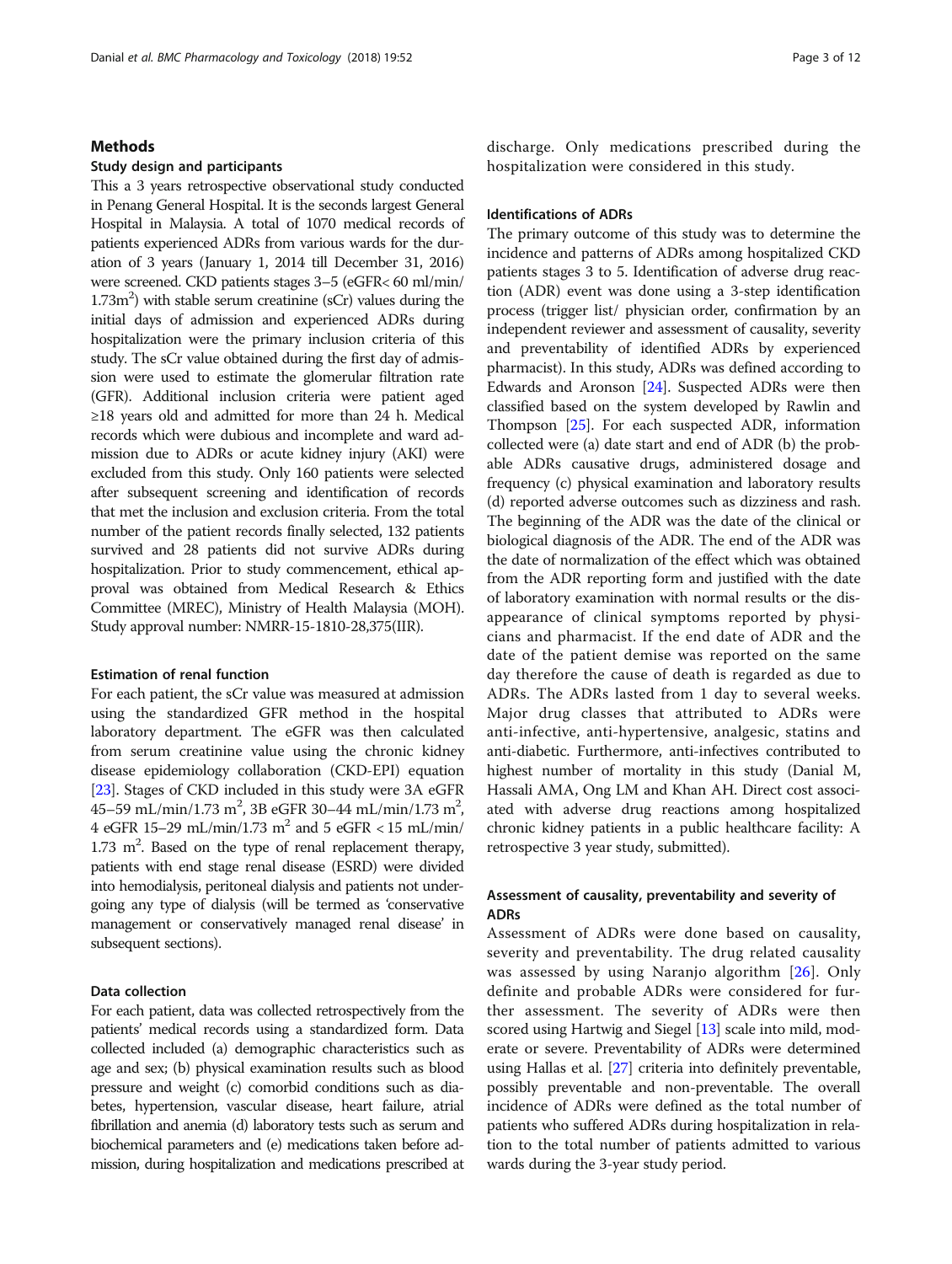## Methods

### Study design and participants

This a 3 years retrospective observational study conducted in Penang General Hospital. It is the seconds largest General Hospital in Malaysia. A total of 1070 medical records of patients experienced ADRs from various wards for the duration of 3 years (January 1, 2014 till December 31, 2016) were screened. CKD patients stages 3–5 (eGFR< 60 ml/min/ $1.73\text{m}^2$) with stable serum creatinine (sCr) values during the initial days of admission and experienced ADRs during hospitalization were the primary inclusion criteria of this study. The sCr value obtained during the first day of admission were used to estimate the glomerular filtration rate (GFR). Additional inclusion criteria were patient aged ≥18 years old and admitted for more than 24 h. Medical records which were dubious and incomplete and ward admission due to ADRs or acute kidney injury (AKI) were excluded from this study. Only 160 patients were selected after subsequent screening and identification of records that met the inclusion and exclusion criteria. From the total number of the patient records finally selected, 132 patients survived and 28 patients did not survive ADRs during hospitalization. Prior to study commencement, ethical approval was obtained from Medical Research & Ethics Committee (MREC), Ministry of Health Malaysia (MOH). Study approval number: NMRR-15-1810-28,375(IIR).

### Estimation of renal function

For each patient, the sCr value was measured at admission using the standardized GFR method in the hospital laboratory department. The eGFR was then calculated from serum creatinine value using the chronic kidney disease epidemiology collaboration (CKD-EPI) equation [23]. Stages of CKD included in this study were 3A eGFR 45–59 mL/min/1.73 $\text{m}^2$, 3B eGFR 30–44 mL/min/1.73 $\text{m}^2$, 4 eGFR 15–29 mL/min/1.73 $\text{m}^2$ and 5 eGFR < 15 mL/min/ 1.73 $\text{m}^2$. Based on the type of renal replacement therapy, patients with end stage renal disease (ESRD) were divided into hemodialysis, peritoneal dialysis and patients not undergoing any type of dialysis (will be termed as 'conservative management or conservatively managed renal disease' in subsequent sections).

### Data collection

For each patient, data was collected retrospectively from the patients' medical records using a standardized form. Data collected included (a) demographic characteristics such as age and sex; (b) physical examination results such as blood pressure and weight (c) comorbid conditions such as diabetes, hypertension, vascular disease, heart failure, atrial fibrillation and anemia (d) laboratory tests such as serum and biochemical parameters and (e) medications taken before admission, during hospitalization and medications prescribed at discharge. Only medications prescribed during the hospitalization were considered in this study.

### Identifications of ADRs

The primary outcome of this study was to determine the incidence and patterns of ADRs among hospitalized CKD patients stages 3 to 5. Identification of adverse drug reaction (ADR) event was done using a 3-step identification process (trigger list/ physician order, confirmation by an independent reviewer and assessment of causality, severity and preventability of identified ADRs by experienced pharmacist). In this study, ADRs was defined according to Edwards and Aronson [24]. Suspected ADRs were then classified based on the system developed by Rawlin and Thompson [25]. For each suspected ADR, information collected were (a) date start and end of ADR (b) the probable ADRs causative drugs, administered dosage and frequency (c) physical examination and laboratory results (d) reported adverse outcomes such as dizziness and rash. The beginning of the ADR was the date of the clinical or biological diagnosis of the ADR. The end of the ADR was the date of normalization of the effect which was obtained from the ADR reporting form and justified with the date of laboratory examination with normal results or the disappearance of clinical symptoms reported by physicians and pharmacist. If the end date of ADR and the date of the patient demise was reported on the same day therefore the cause of death is regarded as due to ADRs. The ADRs lasted from 1 day to several weeks. Major drug classes that attributed to ADRs were anti-infective, anti-hypertensive, analgesic, statins and anti-diabetic. Furthermore, anti-infectives contributed to highest number of mortality in this study (Danial M, Hassali AMA, Ong LM and Khan AH. Direct cost associated with adverse drug reactions among hospitalized chronic kidney patients in a public healthcare facility: A retrospective 3 year study, submitted).

### Assessment of causality, preventability and severity of ADRs

Assessment of ADRs were done based on causality, severity and preventability. The drug related causality was assessed by using Naranjo algorithm [26]. Only definite and probable ADRs were considered for further assessment. The severity of ADRs were then scored using Hartwig and Siegel [13] scale into mild, moderate or severe. Preventability of ADRs were determined using Hallas et al. [27] criteria into definitely preventable, possibly preventable and non-preventable. The overall incidence of ADRs were defined as the total number of patients who suffered ADRs during hospitalization in relation to the total number of patients admitted to various wards during the 3-year study period.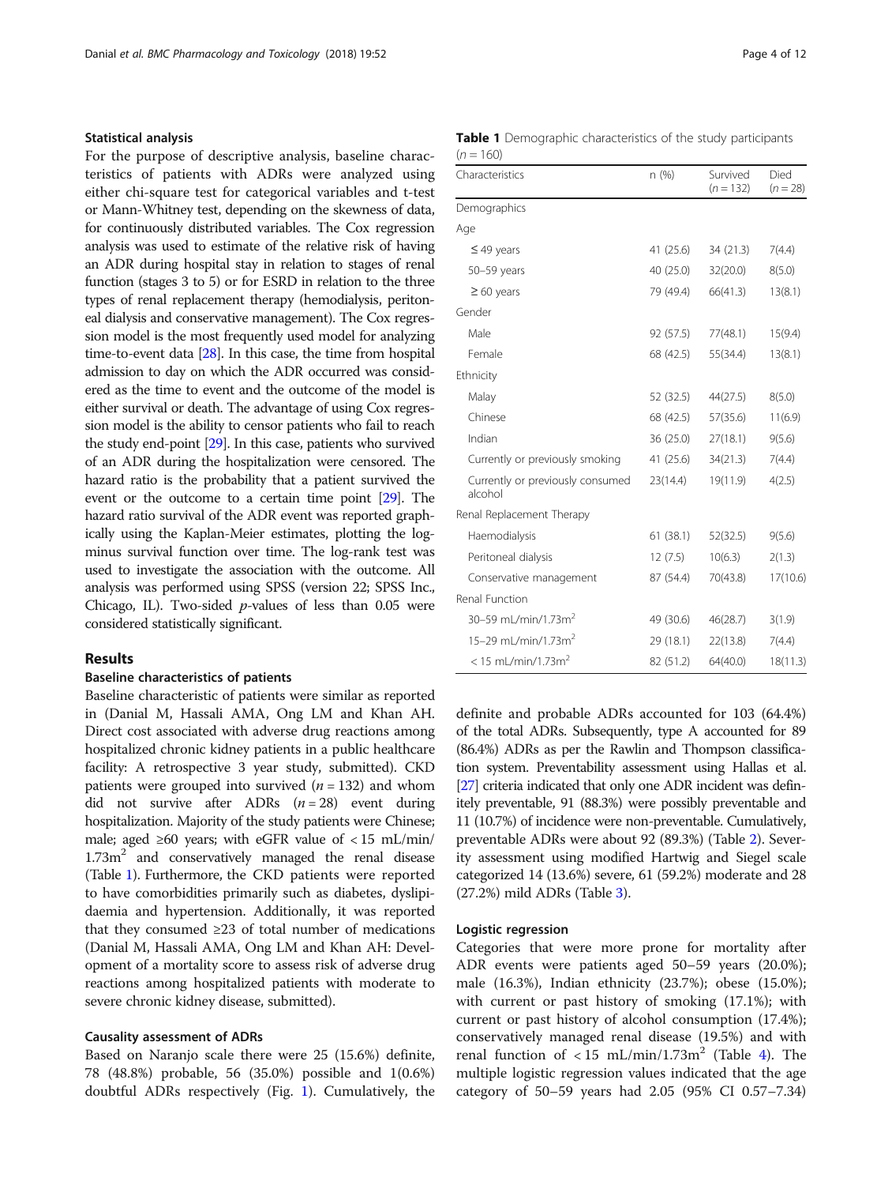## Statistical analysis

For the purpose of descriptive analysis, baseline characteristics of patients with ADRs were analyzed using either chi-square test for categorical variables and t-test or Mann-Whitney test, depending on the skewness of data, for continuously distributed variables. The Cox regression analysis was used to estimate of the relative risk of having an ADR during hospital stay in relation to stages of renal function (stages 3 to 5) or for ESRD in relation to the three types of renal replacement therapy (hemodialysis, peritoneal dialysis and conservative management). The Cox regression model is the most frequently used model for analyzing time-to-event data [28]. In this case, the time from hospital admission to day on which the ADR occurred was considered as the time to event and the outcome of the model is either survival or death. The advantage of using Cox regression model is the ability to censor patients who fail to reach the study end-point [29]. In this case, patients who survived of an ADR during the hospitalization were censored. The hazard ratio is the probability that a patient survived the event or the outcome to a certain time point [29]. The hazard ratio survival of the ADR event was reported graphically using the Kaplan-Meier estimates, plotting the log-minus survival function over time. The log-rank test was used to investigate the association with the outcome. All analysis was performed using SPSS (version 22; SPSS Inc., Chicago, IL). Two-sided *p*-values of less than 0.05 were considered statistically significant.

## Results

### Baseline characteristics of patients

Baseline characteristic of patients were similar as reported in (Danial M, Hassali AMA, Ong LM and Khan AH. Direct cost associated with adverse drug reactions among hospitalized chronic kidney patients in a public healthcare facility: A retrospective 3 year study, submitted). CKD patients were grouped into survived ($n = 132$) and whom did not survive after ADRs ($n = 28$) event during hospitalization. Majority of the study patients were Chinese; male; aged ≥60 years; with eGFR value of < 15 mL/min/1.73m$^2$ and conservatively managed the renal disease (Table 1). Furthermore, the CKD patients were reported to have comorbidities primarily such as diabetes, dyslipidaemia and hypertension. Additionally, it was reported that they consumed ≥23 of total number of medications (Danial M, Hassali AMA, Ong LM and Khan AH: Development of a mortality score to assess risk of adverse drug reactions among hospitalized patients with moderate to severe chronic kidney disease, submitted).

**Table 1** Demographic characteristics of the study participants ($n = 160$)

| Characteristics | n (%) | Survived ($n = 132$) | Died ($n = 28$) |
|---|---|---|---|
| Demographics | | | |
| Age | | | |
| ≤ 49 years | 41 (25.6) | 34 (21.3) | 7(4.4) |
| 50–59 years | 40 (25.0) | 32(20.0) | 8(5.0) |
| ≥ 60 years | 79 (49.4) | 66(41.3) | 13(8.1) |
| Gender | | | |
| Male | 92 (57.5) | 77(48.1) | 15(9.4) |
| Female | 68 (42.5) | 55(34.4) | 13(8.1) |
| Ethnicity | | | |
| Malay | 52 (32.5) | 44(27.5) | 8(5.0) |
| Chinese | 68 (42.5) | 57(35.6) | 11(6.9) |
| Indian | 36 (25.0) | 27(18.1) | 9(5.6) |
| Currently or previously smoking | 41 (25.6) | 34(21.3) | 7(4.4) |
| Currently or previously consumed alcohol | 23(14.4) | 19(11.9) | 4(2.5) |
| Renal Replacement Therapy | | | |
| Haemodialysis | 61 (38.1) | 52(32.5) | 9(5.6) |
| Peritoneal dialysis | 12 (7.5) | 10(6.3) | 2(1.3) |
| Conservative management | 87 (54.4) | 70(43.8) | 17(10.6) |
| Renal Function | | | |
| 30–59 mL/min/1.73m$^2$ | 49 (30.6) | 46(28.7) | 3(1.9) |
| 15–29 mL/min/1.73m$^2$ | 29 (18.1) | 22(13.8) | 7(4.4) |
| < 15 mL/min/1.73m$^2$ | 82 (51.2) | 64(40.0) | 18(11.3) |

### Causality assessment of ADRs

Based on Naranjo scale there were 25 (15.6%) definite, 78 (48.8%) probable, 56 (35.0%) possible and 1(0.6%) doubtful ADRs respectively (Fig. 1). Cumulatively, the definite and probable ADRs accounted for 103 (64.4%) of the total ADRs. Subsequently, type A accounted for 89 (86.4%) ADRs as per the Rawlin and Thompson classification system. Preventability assessment using Hallas et al. [27] criteria indicated that only one ADR incident was definitely preventable, 91 (88.3%) were possibly preventable and 11 (10.7%) of incidence were non-preventable. Cumulatively, preventable ADRs were about 92 (89.3%) (Table 2). Severity assessment using modified Hartwig and Siegel scale categorized 14 (13.6%) severe, 61 (59.2%) moderate and 28 (27.2%) mild ADRs (Table 3).

### Logistic regression

Categories that were more prone for mortality after ADR events were patients aged 50–59 years (20.0%); male (16.3%), Indian ethnicity (23.7%); obese (15.0%); with current or past history of smoking (17.1%); with current or past history of alcohol consumption (17.4%); conservatively managed renal disease (19.5%) and with renal function of < 15 mL/min/1.73m$^2$ (Table 4). The multiple logistic regression values indicated that the age category of 50–59 years had 2.05 (95% CI 0.57–7.34)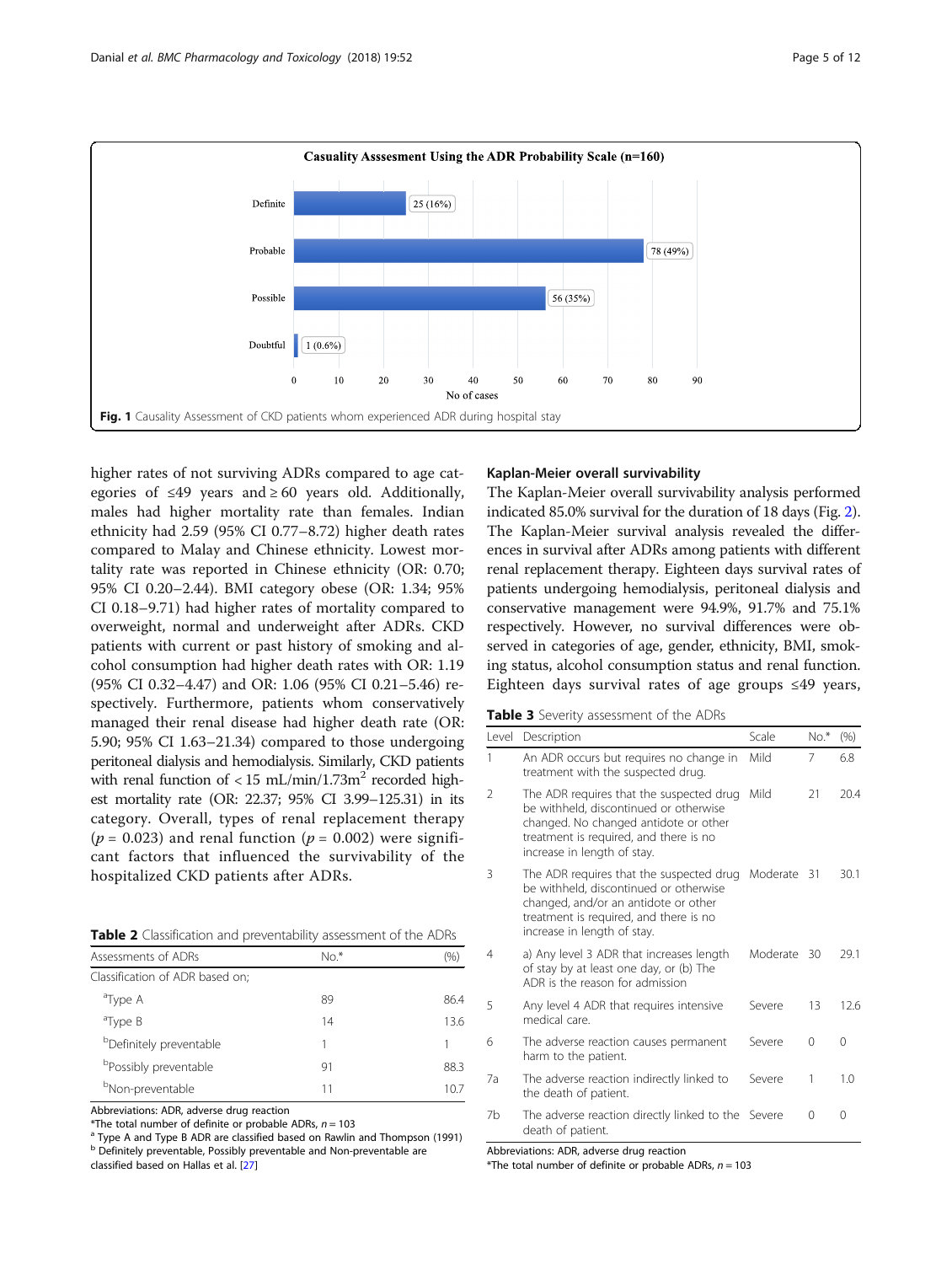**Casuality Asssesment Using the ADR Probability Scale (n=160)**

| Category | No of cases |
|---|---|
| Definite | 25 (16%) |
| Probable | 78 (49%) |
| Possible | 56 (35%) |
| Doubtful | 1 (0.6%) |

**Fig. 1** Causality Assessment of CKD patients whom experienced ADR during hospital stay

higher rates of not surviving ADRs compared to age categories of ≤49 years and ≥ 60 years old. Additionally, males had higher mortality rate than females. Indian ethnicity had 2.59 (95% CI 0.77–8.72) higher death rates compared to Malay and Chinese ethnicity. Lowest mortality rate was reported in Chinese ethnicity (OR: 0.70; 95% CI 0.20–2.44). BMI category obese (OR: 1.34; 95% CI 0.18–9.71) had higher rates of mortality compared to overweight, normal and underweight after ADRs. CKD patients with current or past history of smoking and alcohol consumption had higher death rates with OR: 1.19 (95% CI 0.32–4.47) and OR: 1.06 (95% CI 0.21–5.46) respectively. Furthermore, patients whom conservatively managed their renal disease had higher death rate (OR: 5.90; 95% CI 1.63–21.34) compared to those undergoing peritoneal dialysis and hemodialysis. Similarly, CKD patients with renal function of < 15 mL/min/1.73m$^2$ recorded highest mortality rate (OR: 22.37; 95% CI 3.99–125.31) in its category. Overall, types of renal replacement therapy ($p$ = 0.023) and renal function ($p$ = 0.002) were significant factors that influenced the survivability of the hospitalized CKD patients after ADRs.

**Table 2** Classification and preventability assessment of the ADRs

| Assessments of ADRs | No.* | (%) |
|---|---|---|
| Classification of ADR based on; | | |
| [a]Type A | 89 | 86.4 |
| [a]Type B | 14 | 13.6 |
| [b]Definitely preventable | 1 | 1 |
| [b]Possibly preventable | 91 | 88.3 |
| [b]Non-preventable | 11 | 10.7 |

Abbreviations: ADR, adverse drug reaction
*The total number of definite or probable ADRs, $n$ = 103
[a] Type A and Type B ADR are classified based on Rawlin and Thompson (1991)
[b] Definitely preventable, Possibly preventable and Non-preventable are classified based on Hallas et al. [27]

## Kaplan-Meier overall survivability

The Kaplan-Meier overall survivability analysis performed indicated 85.0% survival for the duration of 18 days (Fig. 2). The Kaplan-Meier survival analysis revealed the differences in survival after ADRs among patients with different renal replacement therapy. Eighteen days survival rates of patients undergoing hemodialysis, peritoneal dialysis and conservative management were 94.9%, 91.7% and 75.1% respectively. However, no survival differences were observed in categories of age, gender, ethnicity, BMI, smoking status, alcohol consumption status and renal function. Eighteen days survival rates of age groups ≤49 years,

**Table 3** Severity assessment of the ADRs

| Level | Description | Scale | No.* | (%) |
|---|---|---|---|---|
| 1 | An ADR occurs but requires no change in treatment with the suspected drug. | Mild | 7 | 6.8 |
| 2 | The ADR requires that the suspected drug be withheld, discontinued or otherwise changed. No changed antidote or other treatment is required, and there is no increase in length of stay. | Mild | 21 | 20.4 |
| 3 | The ADR requires that the suspected drug be withheld, discontinued or otherwise changed, and/or an antidote or other treatment is required, and there is no increase in length of stay. | Moderate | 31 | 30.1 |
| 4 | a) Any level 3 ADR that increases length of stay by at least one day, or (b) The ADR is the reason for admission | Moderate | 30 | 29.1 |
| 5 | Any level 4 ADR that requires intensive medical care. | Severe | 13 | 12.6 |
| 6 | The adverse reaction causes permanent harm to the patient. | Severe | 0 | 0 |
| 7a | The adverse reaction indirectly linked to the death of patient. | Severe | 1 | 1.0 |
| 7b | The adverse reaction directly linked to the death of patient. | Severe | 0 | 0 |

Abbreviations: ADR, adverse drug reaction
*The total number of definite or probable ADRs, $n$ = 103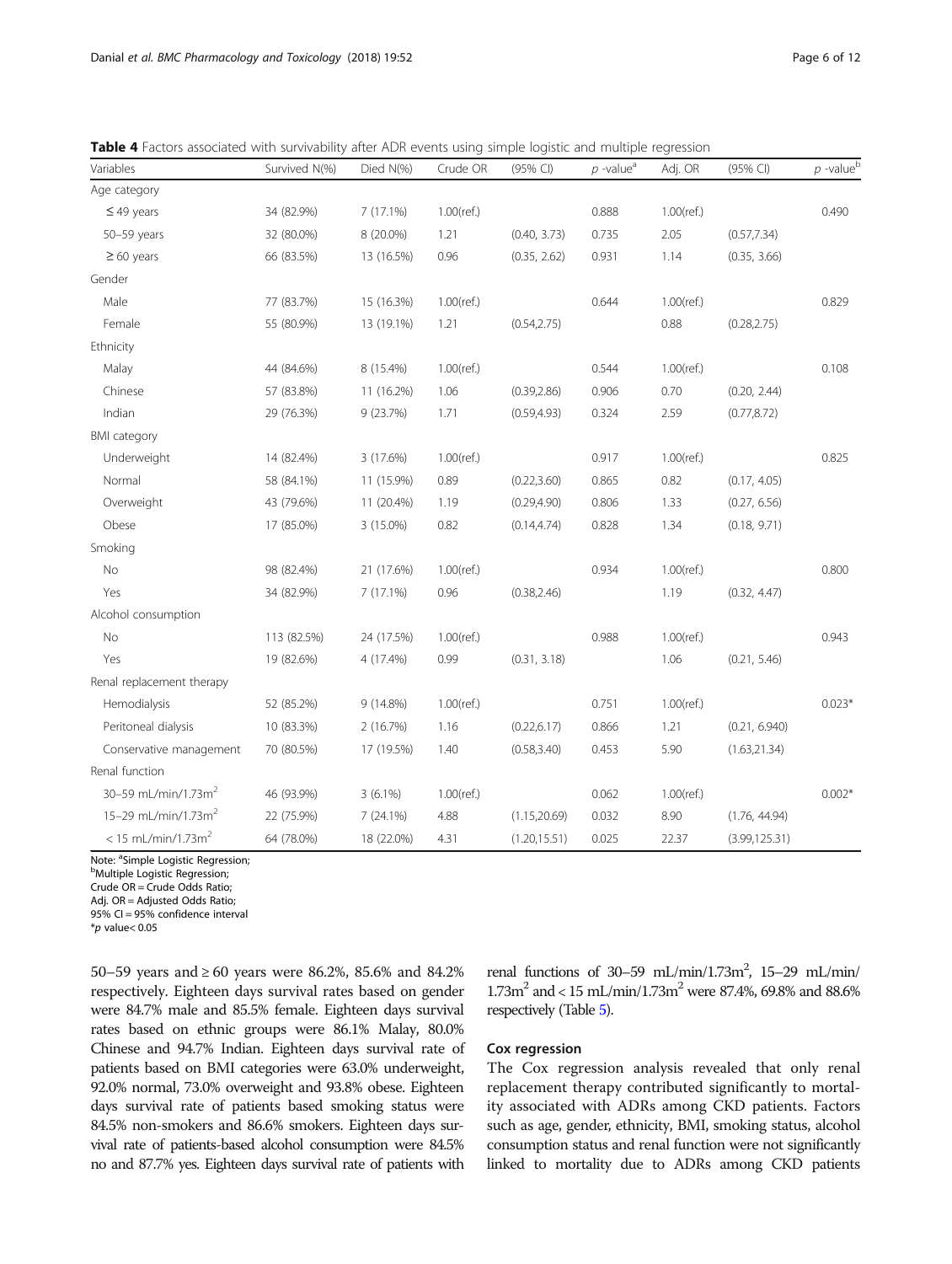**Table 4** Factors associated with survivability after ADR events using simple logistic and multiple regression

| Variables | Survived N(%) | Died N(%) | Crude OR | (95% CI) | $p$ -value[a] | Adj. OR | (95% CI) | $p$ -value[b] |
|---|---|---|---|---|---|---|---|---|
| Age category | | | | | | | | |
| ≤ 49 years | 34 (82.9%) | 7 (17.1%) | 1.00(ref.) | | 0.888 | 1.00(ref.) | | 0.490 |
| 50–59 years | 32 (80.0%) | 8 (20.0%) | 1.21 | (0.40, 3.73) | 0.735 | 2.05 | (0.57,7.34) | |
| ≥ 60 years | 66 (83.5%) | 13 (16.5%) | 0.96 | (0.35, 2.62) | 0.931 | 1.14 | (0.35, 3.66) | |
| Gender | | | | | | | | |
| Male | 77 (83.7%) | 15 (16.3%) | 1.00(ref.) | | 0.644 | 1.00(ref.) | | 0.829 |
| Female | 55 (80.9%) | 13 (19.1%) | 1.21 | (0.54,2.75) | | 0.88 | (0.28,2.75) | |
| Ethnicity | | | | | | | | |
| Malay | 44 (84.6%) | 8 (15.4%) | 1.00(ref.) | | 0.544 | 1.00(ref.) | | 0.108 |
| Chinese | 57 (83.8%) | 11 (16.2%) | 1.06 | (0.39,2.86) | 0.906 | 0.70 | (0.20, 2.44) | |
| Indian | 29 (76.3%) | 9 (23.7%) | 1.71 | (0.59,4.93) | 0.324 | 2.59 | (0.77,8.72) | |
| BMI category | | | | | | | | |
| Underweight | 14 (82.4%) | 3 (17.6%) | 1.00(ref.) | | 0.917 | 1.00(ref.) | | 0.825 |
| Normal | 58 (84.1%) | 11 (15.9%) | 0.89 | (0.22,3.60) | 0.865 | 0.82 | (0.17, 4.05) | |
| Overweight | 43 (79.6%) | 11 (20.4%) | 1.19 | (0.29,4.90) | 0.806 | 1.33 | (0.27, 6.56) | |
| Obese | 17 (85.0%) | 3 (15.0%) | 0.82 | (0.14,4.74) | 0.828 | 1.34 | (0.18, 9.71) | |
| Smoking | | | | | | | | |
| No | 98 (82.4%) | 21 (17.6%) | 1.00(ref.) | | 0.934 | 1.00(ref.) | | 0.800 |
| Yes | 34 (82.9%) | 7 (17.1%) | 0.96 | (0.38,2.46) | | 1.19 | (0.32, 4.47) | |
| Alcohol consumption | | | | | | | | |
| No | 113 (82.5%) | 24 (17.5%) | 1.00(ref.) | | 0.988 | 1.00(ref.) | | 0.943 |
| Yes | 19 (82.6%) | 4 (17.4%) | 0.99 | (0.31, 3.18) | | 1.06 | (0.21, 5.46) | |
| Renal replacement therapy | | | | | | | | |
| Hemodialysis | 52 (85.2%) | 9 (14.8%) | 1.00(ref.) | | 0.751 | 1.00(ref.) | | 0.023* |
| Peritoneal dialysis | 10 (83.3%) | 2 (16.7%) | 1.16 | (0.22,6.17) | 0.866 | 1.21 | (0.21, 6.940) | |
| Conservative management | 70 (80.5%) | 17 (19.5%) | 1.40 | (0.58,3.40) | 0.453 | 5.90 | (1.63,21.34) | |
| Renal function | | | | | | | | |
| 30–59 mL/min/1.73m$^2$ | 46 (93.9%) | 3 (6.1%) | 1.00(ref.) | | 0.062 | 1.00(ref.) | | 0.002* |
| 15–29 mL/min/1.73m$^2$ | 22 (75.9%) | 7 (24.1%) | 4.88 | (1.15,20.69) | 0.032 | 8.90 | (1.76, 44.94) | |
| < 15 mL/min/1.73m$^2$ | 64 (78.0%) | 18 (22.0%) | 4.31 | (1.20,15.51) | 0.025 | 22.37 | (3.99,125.31) | |

Note: [a]Simple Logistic Regression;
[b]Multiple Logistic Regression;
Crude OR = Crude Odds Ratio;
Adj. OR = Adjusted Odds Ratio;
95% CI = 95% confidence interval
*$p$ value< 0.05

50–59 years and ≥ 60 years were 86.2%, 85.6% and 84.2% respectively. Eighteen days survival rates based on gender were 84.7% male and 85.5% female. Eighteen days survival rates based on ethnic groups were 86.1% Malay, 80.0% Chinese and 94.7% Indian. Eighteen days survival rate of patients based on BMI categories were 63.0% underweight, 92.0% normal, 73.0% overweight and 93.8% obese. Eighteen days survival rate of patients based smoking status were 84.5% non-smokers and 86.6% smokers. Eighteen days survival rate of patients-based alcohol consumption were 84.5% no and 87.7% yes. Eighteen days survival rate of patients with renal functions of 30–59 mL/min/1.73m$^2$, 15–29 mL/min/1.73m$^2$ and < 15 mL/min/1.73m$^2$ were 87.4%, 69.8% and 88.6% respectively (Table 5).

### Cox regression

The Cox regression analysis revealed that only renal replacement therapy contributed significantly to mortality associated with ADRs among CKD patients. Factors such as age, gender, ethnicity, BMI, smoking status, alcohol consumption status and renal function were not significantly linked to mortality due to ADRs among CKD patients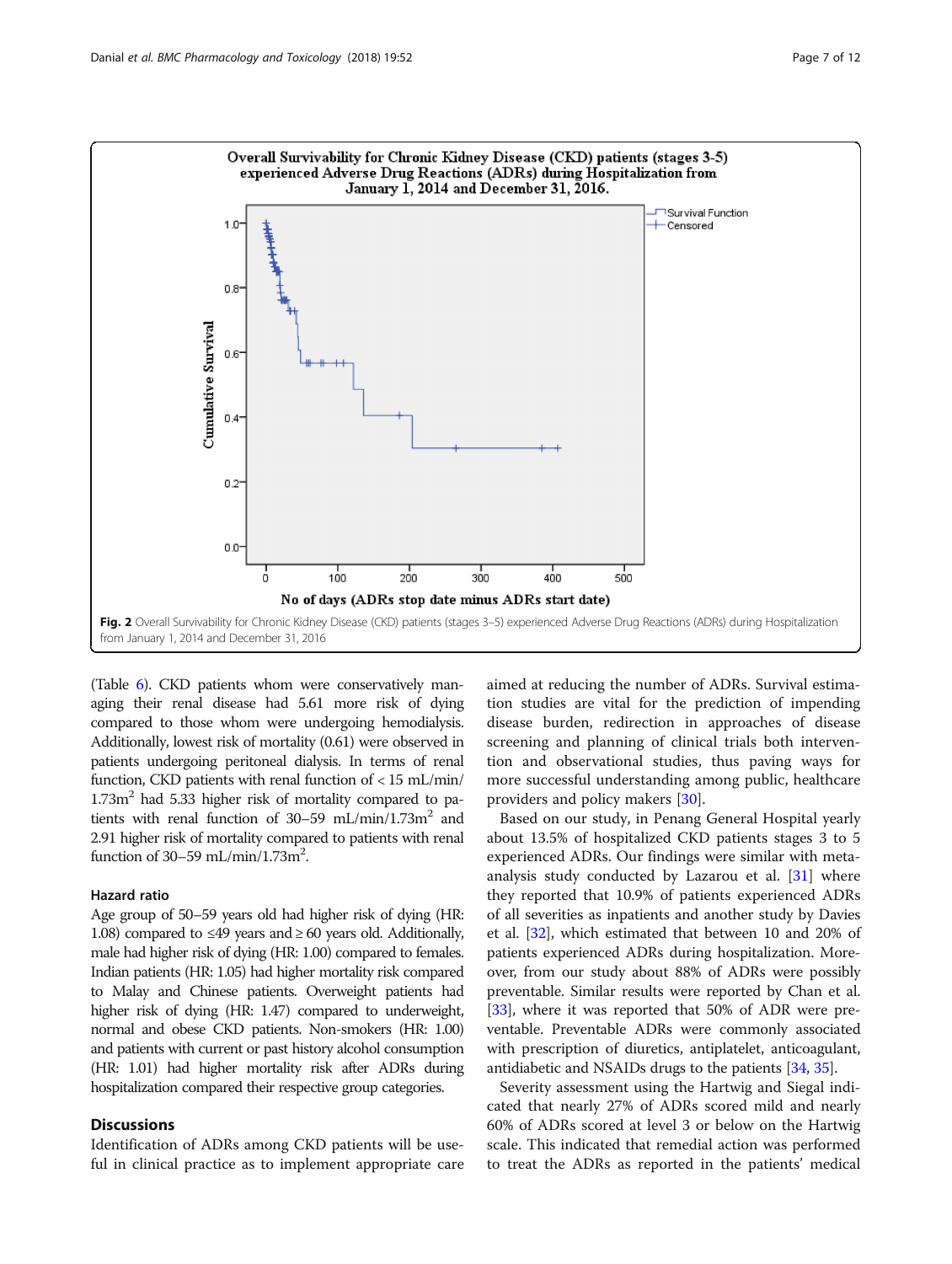Fig. 2 Overall Survivability for Chronic Kidney Disease (CKD) patients (stages 3–5) experienced Adverse Drug Reactions (ADRs) during Hospitalization from January 1, 2014 and December 31, 2016

(Table 6). CKD patients whom were conservatively managing their renal disease had 5.61 more risk of dying compared to those whom were undergoing hemodialysis. Additionally, lowest risk of mortality (0.61) were observed in patients undergoing peritoneal dialysis. In terms of renal function, CKD patients with renal function of < 15 mL/min/ $1.73m^2$ had 5.33 higher risk of mortality compared to patients with renal function of 30–59 mL/min/$1.73m^2$ and 2.91 higher risk of mortality compared to patients with renal function of 30–59 mL/min/$1.73m^2$.

### Hazard ratio

Age group of 50–59 years old had higher risk of dying (HR: 1.08) compared to ≤49 years and ≥ 60 years old. Additionally, male had higher risk of dying (HR: 1.00) compared to females. Indian patients (HR: 1.05) had higher mortality risk compared to Malay and Chinese patients. Overweight patients had higher risk of dying (HR: 1.47) compared to underweight, normal and obese CKD patients. Non-smokers (HR: 1.00) and patients with current or past history alcohol consumption (HR: 1.01) had higher mortality risk after ADRs during hospitalization compared their respective group categories.

## Discussions

Identification of ADRs among CKD patients will be useful in clinical practice as to implement appropriate care aimed at reducing the number of ADRs. Survival estimation studies are vital for the prediction of impending disease burden, redirection in approaches of disease screening and planning of clinical trials both intervention and observational studies, thus paving ways for more successful understanding among public, healthcare providers and policy makers [30].

Based on our study, in Penang General Hospital yearly about 13.5% of hospitalized CKD patients stages 3 to 5 experienced ADRs. Our findings were similar with meta-analysis study conducted by Lazarou et al. [31] where they reported that 10.9% of patients experienced ADRs of all severities as inpatients and another study by Davies et al. [32], which estimated that between 10 and 20% of patients experienced ADRs during hospitalization. Moreover, from our study about 88% of ADRs were possibly preventable. Similar results were reported by Chan et al. [33], where it was reported that 50% of ADR were preventable. Preventable ADRs were commonly associated with prescription of diuretics, antiplatelet, anticoagulant, antidiabetic and NSAIDs drugs to the patients [34, 35].

Severity assessment using the Hartwig and Siegal indicated that nearly 27% of ADRs scored mild and nearly 60% of ADRs scored at level 3 or below on the Hartwig scale. This indicated that remedial action was performed to treat the ADRs as reported in the patients' medical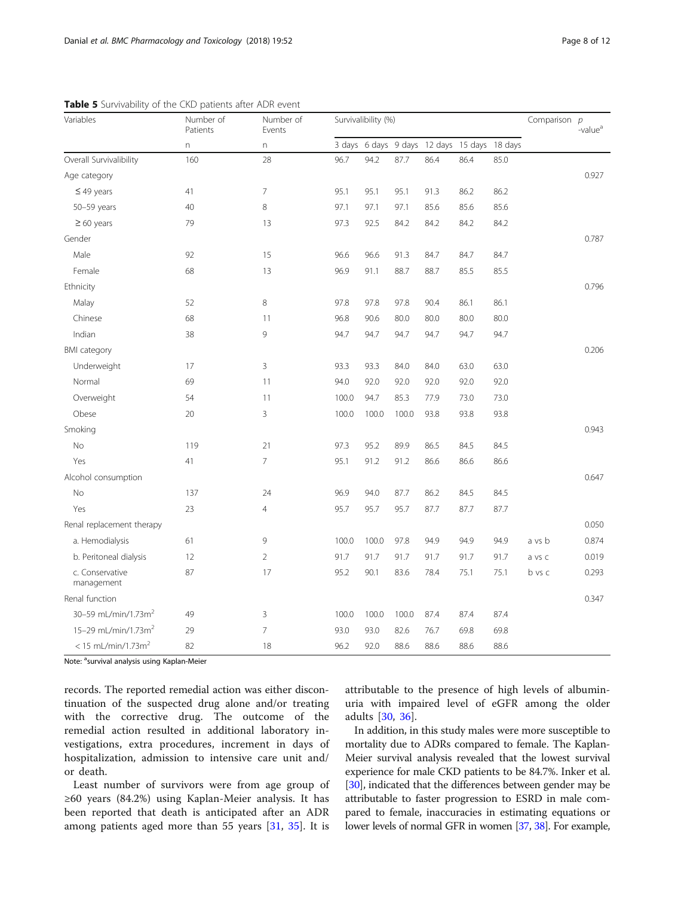**Table 5** Survivability of the CKD patients after ADR event

| Variables | Number of Patients | Number of Events | Survivalibility (%) | | | | | | Comparison | *p* -value[a] |
|---|---|---|---|---|---|---|---|---|---|---|
| | n | n | 3 days | 6 days | 9 days | 12 days | 15 days | 18 days | | |
| Overall Survivalibility | 160 | 28 | 96.7 | 94.2 | 87.7 | 86.4 | 86.4 | 85.0 | | |
| Age category | | | | | | | | | | 0.927 |
| ≤ 49 years | 41 | 7 | 95.1 | 95.1 | 95.1 | 91.3 | 86.2 | 86.2 | | |
| 50–59 years | 40 | 8 | 97.1 | 97.1 | 97.1 | 85.6 | 85.6 | 85.6 | | |
| ≥ 60 years | 79 | 13 | 97.3 | 92.5 | 84.2 | 84.2 | 84.2 | 84.2 | | |
| Gender | | | | | | | | | | 0.787 |
| Male | 92 | 15 | 96.6 | 96.6 | 91.3 | 84.7 | 84.7 | 84.7 | | |
| Female | 68 | 13 | 96.9 | 91.1 | 88.7 | 88.7 | 85.5 | 85.5 | | |
| Ethnicity | | | | | | | | | | 0.796 |
| Malay | 52 | 8 | 97.8 | 97.8 | 97.8 | 90.4 | 86.1 | 86.1 | | |
| Chinese | 68 | 11 | 96.8 | 90.6 | 80.0 | 80.0 | 80.0 | 80.0 | | |
| Indian | 38 | 9 | 94.7 | 94.7 | 94.7 | 94.7 | 94.7 | 94.7 | | |
| BMI category | | | | | | | | | | 0.206 |
| Underweight | 17 | 3 | 93.3 | 93.3 | 84.0 | 84.0 | 63.0 | 63.0 | | |
| Normal | 69 | 11 | 94.0 | 92.0 | 92.0 | 92.0 | 92.0 | 92.0 | | |
| Overweight | 54 | 11 | 100.0 | 94.7 | 85.3 | 77.9 | 73.0 | 73.0 | | |
| Obese | 20 | 3 | 100.0 | 100.0 | 100.0 | 93.8 | 93.8 | 93.8 | | |
| Smoking | | | | | | | | | | 0.943 |
| No | 119 | 21 | 97.3 | 95.2 | 89.9 | 86.5 | 84.5 | 84.5 | | |
| Yes | 41 | 7 | 95.1 | 91.2 | 91.2 | 86.6 | 86.6 | 86.6 | | |
| Alcohol consumption | | | | | | | | | | 0.647 |
| No | 137 | 24 | 96.9 | 94.0 | 87.7 | 86.2 | 84.5 | 84.5 | | |
| Yes | 23 | 4 | 95.7 | 95.7 | 95.7 | 87.7 | 87.7 | 87.7 | | |
| Renal replacement therapy | | | | | | | | | | 0.050 |
| a. Hemodialysis | 61 | 9 | 100.0 | 100.0 | 97.8 | 94.9 | 94.9 | 94.9 | a vs b | 0.874 |
| b. Peritoneal dialysis | 12 | 2 | 91.7 | 91.7 | 91.7 | 91.7 | 91.7 | 91.7 | a vs c | 0.019 |
| c. Conservative management | 87 | 17 | 95.2 | 90.1 | 83.6 | 78.4 | 75.1 | 75.1 | b vs c | 0.293 |
| Renal function | | | | | | | | | | 0.347 |
| 30–59 mL/min/1.73m$^2$ | 49 | 3 | 100.0 | 100.0 | 100.0 | 87.4 | 87.4 | 87.4 | | |
| 15–29 mL/min/1.73m$^2$ | 29 | 7 | 93.0 | 93.0 | 82.6 | 76.7 | 69.8 | 69.8 | | |
| < 15 mL/min/1.73m$^2$ | 82 | 18 | 96.2 | 92.0 | 88.6 | 88.6 | 88.6 | 88.6 | | |

Note: [a]survival analysis using Kaplan-Meier

records. The reported remedial action was either discontinuation of the suspected drug alone and/or treating with the corrective drug. The outcome of the remedial action resulted in additional laboratory investigations, extra procedures, increment in days of hospitalization, admission to intensive care unit and/or death.

Least number of survivors were from age group of ≥60 years (84.2%) using Kaplan-Meier analysis. It has been reported that death is anticipated after an ADR among patients aged more than 55 years [31, 35]. It is attributable to the presence of high levels of albuminuria with impaired level of eGFR among the older adults [30, 36].

In addition, in this study males were more susceptible to mortality due to ADRs compared to female. The Kaplan-Meier survival analysis revealed that the lowest survival experience for male CKD patients to be 84.7%. Inker et al. [30], indicated that the differences between gender may be attributable to faster progression to ESRD in male compared to female, inaccuracies in estimating equations or lower levels of normal GFR in women [37, 38]. For example,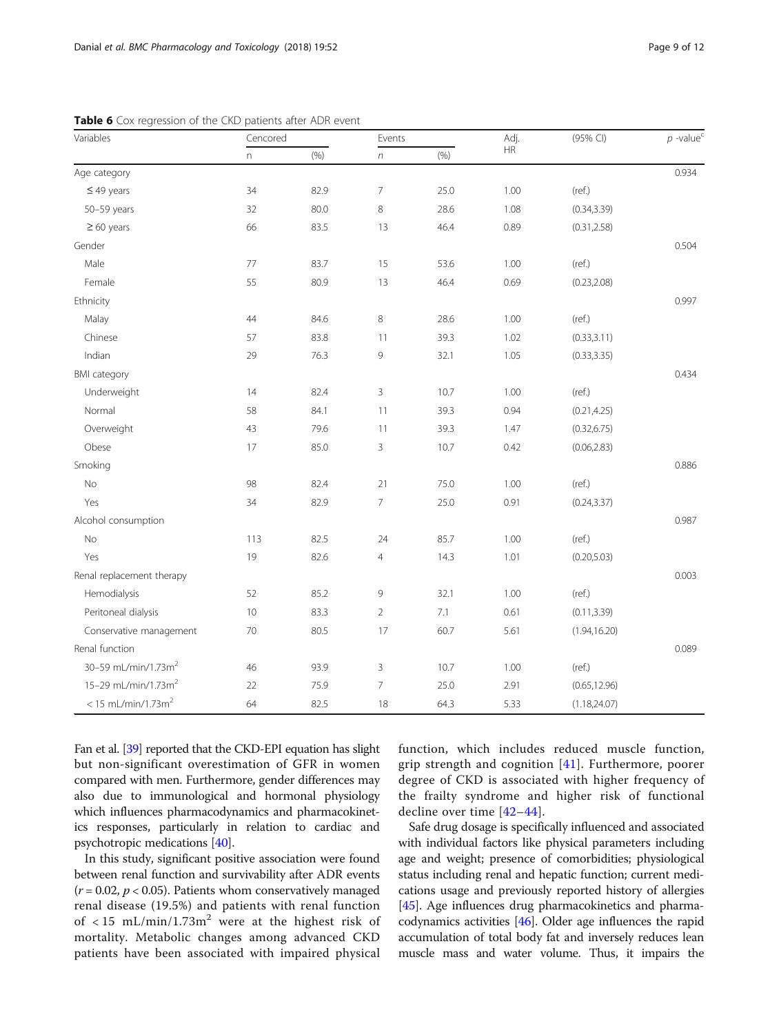**Table 6** Cox regression of the CKD patients after ADR event

| Variables | Cencored | | Events | | Adj. HR | (95% CI) | *p* -value[c] |
|---|---|---|---|---|---|---|---|
| | n | (%) | *n* | (%) | | | |
| Age category | | | | | | | 0.934 |
| ≤ 49 years | 34 | 82.9 | 7 | 25.0 | 1.00 | (ref.) | |
| 50–59 years | 32 | 80.0 | 8 | 28.6 | 1.08 | (0.34,3.39) | |
| ≥ 60 years | 66 | 83.5 | 13 | 46.4 | 0.89 | (0.31,2.58) | |
| Gender | | | | | | | 0.504 |
| Male | 77 | 83.7 | 15 | 53.6 | 1.00 | (ref.) | |
| Female | 55 | 80.9 | 13 | 46.4 | 0.69 | (0.23,2.08) | |
| Ethnicity | | | | | | | 0.997 |
| Malay | 44 | 84.6 | 8 | 28.6 | 1.00 | (ref.) | |
| Chinese | 57 | 83.8 | 11 | 39.3 | 1.02 | (0.33,3.11) | |
| Indian | 29 | 76.3 | 9 | 32.1 | 1.05 | (0.33,3.35) | |
| BMI category | | | | | | | 0.434 |
| Underweight | 14 | 82.4 | 3 | 10.7 | 1.00 | (ref.) | |
| Normal | 58 | 84.1 | 11 | 39.3 | 0.94 | (0.21,4.25) | |
| Overweight | 43 | 79.6 | 11 | 39.3 | 1.47 | (0.32,6.75) | |
| Obese | 17 | 85.0 | 3 | 10.7 | 0.42 | (0.06,2.83) | |
| Smoking | | | | | | | 0.886 |
| No | 98 | 82.4 | 21 | 75.0 | 1.00 | (ref.) | |
| Yes | 34 | 82.9 | 7 | 25.0 | 0.91 | (0.24,3.37) | |
| Alcohol consumption | | | | | | | 0.987 |
| No | 113 | 82.5 | 24 | 85.7 | 1.00 | (ref.) | |
| Yes | 19 | 82.6 | 4 | 14.3 | 1.01 | (0.20,5.03) | |
| Renal replacement therapy | | | | | | | 0.003 |
| Hemodialysis | 52 | 85.2 | 9 | 32.1 | 1.00 | (ref.) | |
| Peritoneal dialysis | 10 | 83.3 | 2 | 7.1 | 0.61 | (0.11,3.39) | |
| Conservative management | 70 | 80.5 | 17 | 60.7 | 5.61 | (1.94,16.20) | |
| Renal function | | | | | | | 0.089 |
| 30–59 mL/min/1.73m$^2$ | 46 | 93.9 | 3 | 10.7 | 1.00 | (ref.) | |
| 15–29 mL/min/1.73m$^2$ | 22 | 75.9 | 7 | 25.0 | 2.91 | (0.65,12.96) | |
| < 15 mL/min/1.73m$^2$ | 64 | 82.5 | 18 | 64.3 | 5.33 | (1.18,24.07) | |

Fan et al. [39] reported that the CKD-EPI equation has slight but non-significant overestimation of GFR in women compared with men. Furthermore, gender differences may also due to immunological and hormonal physiology which influences pharmacodynamics and pharmacokinetics responses, particularly in relation to cardiac and psychotropic medications [40].

In this study, significant positive association were found between renal function and survivability after ADR events ($r = 0.02$, $p < 0.05$). Patients whom conservatively managed renal disease (19.5%) and patients with renal function of < 15 mL/min/1.73m$^2$ were at the highest risk of mortality. Metabolic changes among advanced CKD patients have been associated with impaired physical function, which includes reduced muscle function, grip strength and cognition [41]. Furthermore, poorer degree of CKD is associated with higher frequency of the frailty syndrome and higher risk of functional decline over time [42–44].

Safe drug dosage is specifically influenced and associated with individual factors like physical parameters including age and weight; presence of comorbidities; physiological status including renal and hepatic function; current medications usage and previously reported history of allergies [45]. Age influences drug pharmacokinetics and pharmacodynamics activities [46]. Older age influences the rapid accumulation of total body fat and inversely reduces lean muscle mass and water volume. Thus, it impairs the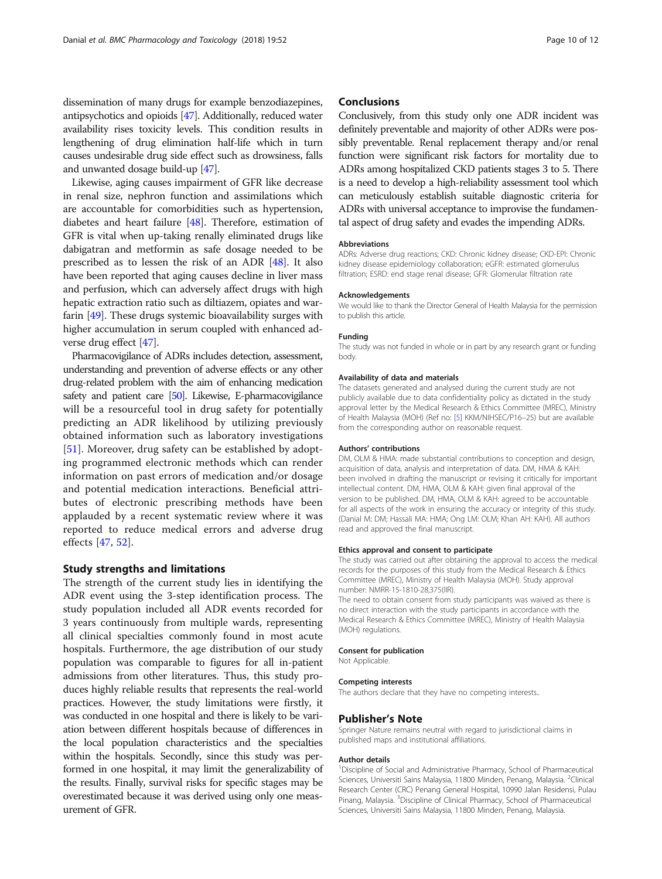dissemination of many drugs for example benzodiazepines, antipsychotics and opioids [47]. Additionally, reduced water availability rises toxicity levels. This condition results in lengthening of drug elimination half-life which in turn causes undesirable drug side effect such as drowsiness, falls and unwanted dosage build-up [47].

Likewise, aging causes impairment of GFR like decrease in renal size, nephron function and assimilations which are accountable for comorbidities such as hypertension, diabetes and heart failure [48]. Therefore, estimation of GFR is vital when up-taking renally eliminated drugs like dabigatran and metformin as safe dosage needed to be prescribed as to lessen the risk of an ADR [48]. It also have been reported that aging causes decline in liver mass and perfusion, which can adversely affect drugs with high hepatic extraction ratio such as diltiazem, opiates and warfarin [49]. These drugs systemic bioavailability surges with higher accumulation in serum coupled with enhanced adverse drug effect [47].

Pharmacovigilance of ADRs includes detection, assessment, understanding and prevention of adverse effects or any other drug-related problem with the aim of enhancing medication safety and patient care [50]. Likewise, E-pharmacovigilance will be a resourceful tool in drug safety for potentially predicting an ADR likelihood by utilizing previously obtained information such as laboratory investigations [51]. Moreover, drug safety can be established by adopting programmed electronic methods which can render information on past errors of medication and/or dosage and potential medication interactions. Beneficial attributes of electronic prescribing methods have been applauded by a recent systematic review where it was reported to reduce medical errors and adverse drug effects [47, 52].

## Study strengths and limitations

The strength of the current study lies in identifying the ADR event using the 3-step identification process. The study population included all ADR events recorded for 3 years continuously from multiple wards, representing all clinical specialties commonly found in most acute hospitals. Furthermore, the age distribution of our study population was comparable to figures for all in-patient admissions from other literatures. Thus, this study produces highly reliable results that represents the real-world practices. However, the study limitations were firstly, it was conducted in one hospital and there is likely to be variation between different hospitals because of differences in the local population characteristics and the specialties within the hospitals. Secondly, since this study was performed in one hospital, it may limit the generalizability of the results. Finally, survival risks for specific stages may be overestimated because it was derived using only one measurement of GFR.

## Conclusions

Conclusively, from this study only one ADR incident was definitely preventable and majority of other ADRs were possibly preventable. Renal replacement therapy and/or renal function were significant risk factors for mortality due to ADRs among hospitalized CKD patients stages 3 to 5. There is a need to develop a high-reliability assessment tool which can meticulously establish suitable diagnostic criteria for ADRs with universal acceptance to improvise the fundamental aspect of drug safety and evades the impending ADRs.

#### Abbreviations

ADRs: Adverse drug reactions; CKD: Chronic kidney disease; CKD-EPI: Chronic kidney disease epidemiology collaboration; eGFR: estimated glomerulus filtration; ESRD: end stage renal disease; GFR: Glomerular filtration rate

#### Acknowledgements

We would like to thank the Director General of Health Malaysia for the permission to publish this article.

#### Funding

The study was not funded in whole or in part by any research grant or funding body.

#### Availability of data and materials

The datasets generated and analysed during the current study are not publicly available due to data confidentiality policy as dictated in the study approval letter by the Medical Research & Ethics Committee (MREC), Ministry of Health Malaysia (MOH) (Ref no: [5] KKM/NIHSEC/P16–25) but are available from the corresponding author on reasonable request.

#### Authors' contributions

DM, OLM & HMA: made substantial contributions to conception and design, acquisition of data, analysis and interpretation of data. DM, HMA & KAH: been involved in drafting the manuscript or revising it critically for important intellectual content. DM, HMA, OLM & KAH: given final approval of the version to be published. DM, HMA, OLM & KAH: agreed to be accountable for all aspects of the work in ensuring the accuracy or integrity of this study. (Danial M: DM; Hassali MA: HMA; Ong LM: OLM; Khan AH: KAH). All authors read and approved the final manuscript.

#### Ethics approval and consent to participate

The study was carried out after obtaining the approval to access the medical records for the purposes of this study from the Medical Research & Ethics Committee (MREC), Ministry of Health Malaysia (MOH). Study approval number: NMRR-15-1810-28,375(IIR).

The need to obtain consent from study participants was waived as there is no direct interaction with the study participants in accordance with the Medical Research & Ethics Committee (MREC), Ministry of Health Malaysia (MOH) regulations.

#### Consent for publication

Not Applicable.

#### Competing interests

The authors declare that they have no competing interests..

## Publisher's Note

Springer Nature remains neutral with regard to jurisdictional claims in published maps and institutional affiliations.

#### Author details

[1]Discipline of Social and Administrative Pharmacy, School of Pharmaceutical Sciences, Universiti Sains Malaysia, 11800 Minden, Penang, Malaysia. [2]Clinical Research Center (CRC) Penang General Hospital, 10990 Jalan Residensi, Pulau Pinang, Malaysia. [3]Discipline of Clinical Pharmacy, School of Pharmaceutical Sciences, Universiti Sains Malaysia, 11800 Minden, Penang, Malaysia.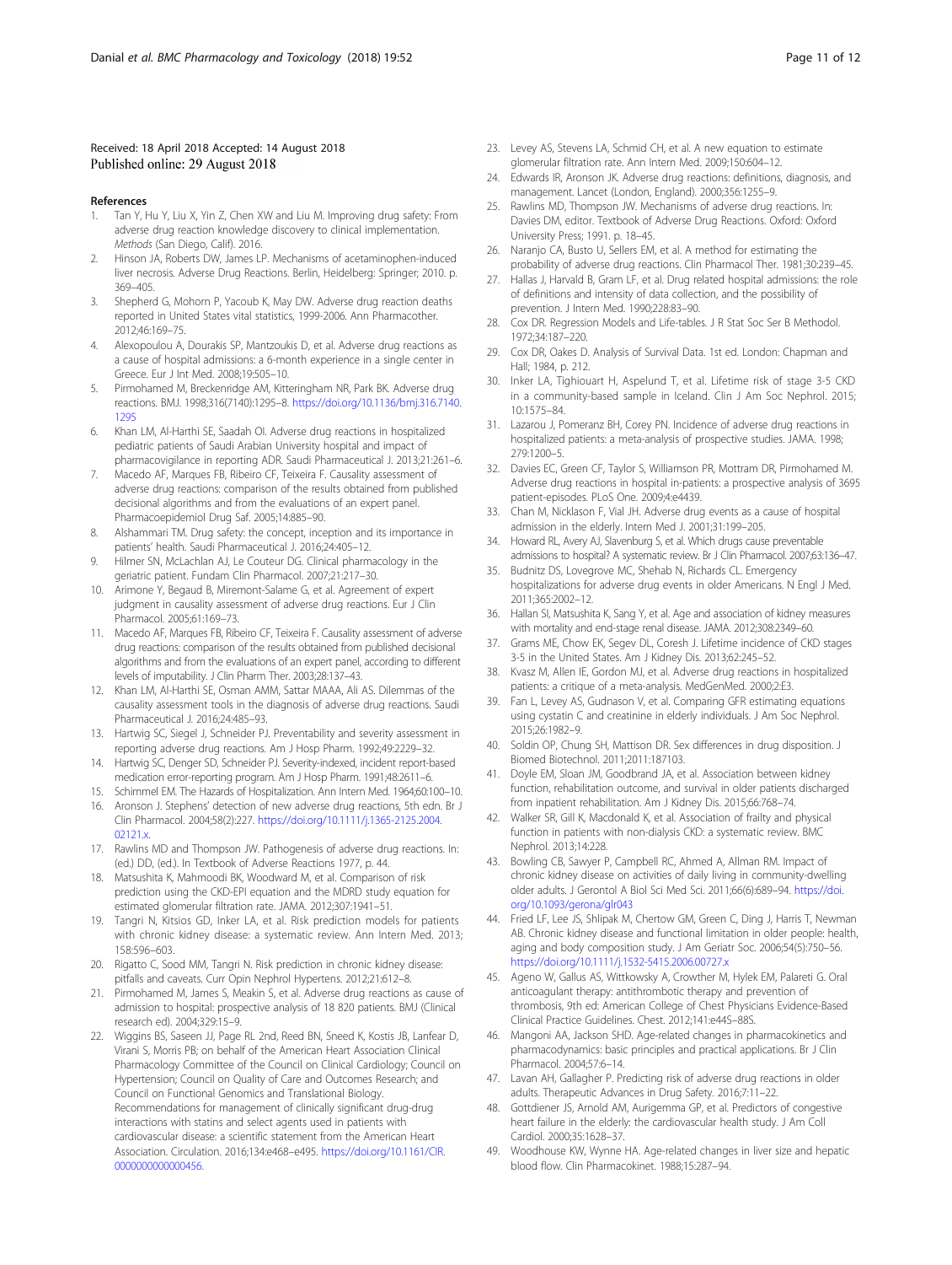Received: 18 April 2018 Accepted: 14 August 2018
Published online: 29 August 2018

## References

1. Tan Y, Hu Y, Liu X, Yin Z, Chen XW and Liu M. Improving drug safety: From adverse drug reaction knowledge discovery to clinical implementation. *Methods* (San Diego, Calif). 2016.
2. Hinson JA, Roberts DW, James LP. Mechanisms of acetaminophen-induced liver necrosis. Adverse Drug Reactions. Berlin, Heidelberg: Springer; 2010. p. 369–405.
3. Shepherd G, Mohorn P, Yacoub K, May DW. Adverse drug reaction deaths reported in United States vital statistics, 1999-2006. Ann Pharmacother. 2012;46:169–75.
4. Alexopoulou A, Dourakis SP, Mantzoukis D, et al. Adverse drug reactions as a cause of hospital admissions: a 6-month experience in a single center in Greece. Eur J Int Med. 2008;19:505–10.
5. Pirmohamed M, Breckenridge AM, Kitteringham NR, Park BK. Adverse drug reactions. BMJ. 1998;316(7140):1295–8. https://doi.org/10.1136/bmj.316.7140.1295
6. Khan LM, Al-Harthi SE, Saadah OI. Adverse drug reactions in hospitalized pediatric patients of Saudi Arabian University hospital and impact of pharmacovigilance in reporting ADR. Saudi Pharmaceutical J. 2013;21:261–6.
7. Macedo AF, Marques FB, Ribeiro CF, Teixeira F. Causality assessment of adverse drug reactions: comparison of the results obtained from published decisional algorithms and from the evaluations of an expert panel. Pharmacoepidemiol Drug Saf. 2005;14:885–90.
8. Alshammari TM. Drug safety: the concept, inception and its importance in patients' health. Saudi Pharmaceutical J. 2016;24:405–12.
9. Hilmer SN, McLachlan AJ, Le Couteur DG. Clinical pharmacology in the geriatric patient. Fundam Clin Pharmacol. 2007;21:217–30.
10. Arimone Y, Begaud B, Miremont-Salame G, et al. Agreement of expert judgment in causality assessment of adverse drug reactions. Eur J Clin Pharmacol. 2005;61:169–73.
11. Macedo AF, Marques FB, Ribeiro CF, Teixeira F. Causality assessment of adverse drug reactions: comparison of the results obtained from published decisional algorithms and from the evaluations of an expert panel, according to different levels of imputability. J Clin Pharm Ther. 2003;28:137–43.
12. Khan LM, Al-Harthi SE, Osman AMM, Sattar MAAA, Ali AS. Dilemmas of the causality assessment tools in the diagnosis of adverse drug reactions. Saudi Pharmaceutical J. 2016;24:485–93.
13. Hartwig SC, Siegel J, Schneider PJ. Preventability and severity assessment in reporting adverse drug reactions. Am J Hosp Pharm. 1992;49:2229–32.
14. Hartwig SC, Denger SD, Schneider PJ. Severity-indexed, incident report-based medication error-reporting program. Am J Hosp Pharm. 1991;48:2611–6.
15. Schimmel EM. The Hazards of Hospitalization. Ann Intern Med. 1964;60:100–10.
16. Aronson J. Stephens' detection of new adverse drug reactions, 5th edn. Br J Clin Pharmacol. 2004;58(2):227. https://doi.org/10.1111/j.1365-2125.2004.02121.x.
17. Rawlins MD and Thompson JW. Pathogenesis of adverse drug reactions. In: (ed.) DD, (ed.). In Textbook of Adverse Reactions 1977, p. 44.
18. Matsushita K, Mahmoodi BK, Woodward M, et al. Comparison of risk prediction using the CKD-EPI equation and the MDRD study equation for estimated glomerular filtration rate. JAMA. 2012;307:1941–51.
19. Tangri N, Kitsios GD, Inker LA, et al. Risk prediction models for patients with chronic kidney disease: a systematic review. Ann Intern Med. 2013; 158:596–603.
20. Rigatto C, Sood MM, Tangri N. Risk prediction in chronic kidney disease: pitfalls and caveats. Curr Opin Nephrol Hypertens. 2012;21:612–8.
21. Pirmohamed M, James S, Meakin S, et al. Adverse drug reactions as cause of admission to hospital: prospective analysis of 18 820 patients. BMJ (Clinical research ed). 2004;329:15–9.
22. Wiggins BS, Saseen JJ, Page RL 2nd, Reed BN, Sneed K, Kostis JB, Lanfear D, Virani S, Morris PB; on behalf of the American Heart Association Clinical Pharmacology Committee of the Council on Clinical Cardiology; Council on Hypertension; Council on Quality of Care and Outcomes Research; and Council on Functional Genomics and Translational Biology. Recommendations for management of clinically significant drug-drug interactions with statins and select agents used in patients with cardiovascular disease: a scientific statement from the American Heart Association. Circulation. 2016;134:e468–e495. https://doi.org/10.1161/CIR.0000000000000456.
23. Levey AS, Stevens LA, Schmid CH, et al. A new equation to estimate glomerular filtration rate. Ann Intern Med. 2009;150:604–12.
24. Edwards IR, Aronson JK. Adverse drug reactions: definitions, diagnosis, and management. Lancet (London, England). 2000;356:1255–9.
25. Rawlins MD, Thompson JW. Mechanisms of adverse drug reactions. In: Davies DM, editor. Textbook of Adverse Drug Reactions. Oxford: Oxford University Press; 1991. p. 18–45.
26. Naranjo CA, Busto U, Sellers EM, et al. A method for estimating the probability of adverse drug reactions. Clin Pharmacol Ther. 1981;30:239–45.
27. Hallas J, Harvald B, Gram LF, et al. Drug related hospital admissions: the role of definitions and intensity of data collection, and the possibility of prevention. J Intern Med. 1990;228:83–90.
28. Cox DR. Regression Models and Life-tables. J R Stat Soc Ser B Methodol. 1972;34:187–220.
29. Cox DR, Oakes D. Analysis of Survival Data. 1st ed. London: Chapman and Hall; 1984, p. 212.
30. Inker LA, Tighiouart H, Aspelund T, et al. Lifetime risk of stage 3-5 CKD in a community-based sample in Iceland. Clin J Am Soc Nephrol. 2015; 10:1575–84.
31. Lazarou J, Pomeranz BH, Corey PN. Incidence of adverse drug reactions in hospitalized patients: a meta-analysis of prospective studies. JAMA. 1998; 279:1200–5.
32. Davies EC, Green CF, Taylor S, Williamson PR, Mottram DR, Pirmohamed M. Adverse drug reactions in hospital in-patients: a prospective analysis of 3695 patient-episodes. PLoS One. 2009;4:e4439.
33. Chan M, Nicklason F, Vial JH. Adverse drug events as a cause of hospital admission in the elderly. Intern Med J. 2001;31:199–205.
34. Howard RL, Avery AJ, Slavenburg S, et al. Which drugs cause preventable admissions to hospital? A systematic review. Br J Clin Pharmacol. 2007;63:136–47.
35. Budnitz DS, Lovegrove MC, Shehab N, Richards CL. Emergency hospitalizations for adverse drug events in older Americans. N Engl J Med. 2011;365:2002–12.
36. Hallan SI, Matsushita K, Sang Y, et al. Age and association of kidney measures with mortality and end-stage renal disease. JAMA. 2012;308:2349–60.
37. Grams ME, Chow EK, Segev DL, Coresh J. Lifetime incidence of CKD stages 3-5 in the United States. Am J Kidney Dis. 2013;62:245–52.
38. Kvasz M, Allen IE, Gordon MJ, et al. Adverse drug reactions in hospitalized patients: a critique of a meta-analysis. MedGenMed. 2000;2:E3.
39. Fan L, Levey AS, Gudnason V, et al. Comparing GFR estimating equations using cystatin C and creatinine in elderly individuals. J Am Soc Nephrol. 2015;26:1982–9.
40. Soldin OP, Chung SH, Mattison DR. Sex differences in drug disposition. J Biomed Biotechnol. 2011;2011:187103.
41. Doyle EM, Sloan JM, Goodbrand JA, et al. Association between kidney function, rehabilitation outcome, and survival in older patients discharged from inpatient rehabilitation. Am J Kidney Dis. 2015;66:768–74.
42. Walker SR, Gill K, Macdonald K, et al. Association of frailty and physical function in patients with non-dialysis CKD: a systematic review. BMC Nephrol. 2013;14:228.
43. Bowling CB, Sawyer P, Campbell RC, Ahmed A, Allman RM. Impact of chronic kidney disease on activities of daily living in community-dwelling older adults. J Gerontol A Biol Sci Med Sci. 2011;66(6):689–94. https://doi.org/10.1093/gerona/glr043
44. Fried LF, Lee JS, Shlipak M, Chertow GM, Green C, Ding J, Harris T, Newman AB. Chronic kidney disease and functional limitation in older people: health, aging and body composition study. J Am Geriatr Soc. 2006;54(5):750–56. https://doi.org/10.1111/j.1532-5415.2006.00727.x
45. Ageno W, Gallus AS, Wittkowsky A, Crowther M, Hylek EM, Palareti G. Oral anticoagulant therapy: antithrombotic therapy and prevention of thrombosis, 9th ed: American College of Chest Physicians Evidence-Based Clinical Practice Guidelines. Chest. 2012;141:e44S–88S.
46. Mangoni AA, Jackson SHD. Age-related changes in pharmacokinetics and pharmacodynamics: basic principles and practical applications. Br J Clin Pharmacol. 2004;57:6–14.
47. Lavan AH, Gallagher P. Predicting risk of adverse drug reactions in older adults. Therapeutic Advances in Drug Safety. 2016;7:11–22.
48. Gottdiener JS, Arnold AM, Aurigemma GP, et al. Predictors of congestive heart failure in the elderly: the cardiovascular health study. J Am Coll Cardiol. 2000;35:1628–37.
49. Woodhouse KW, Wynne HA. Age-related changes in liver size and hepatic blood flow. Clin Pharmacokinet. 1988;15:287–94.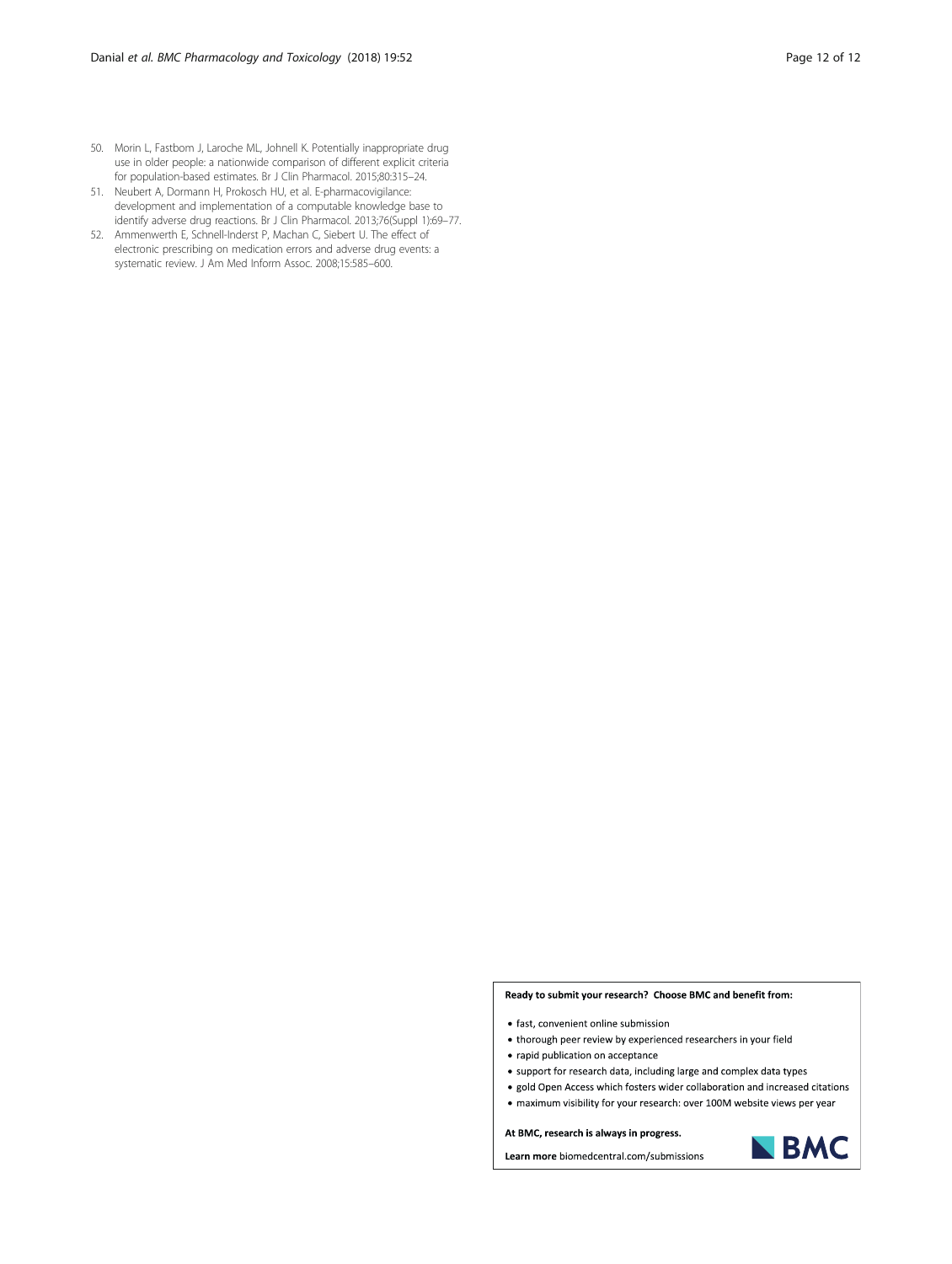50. Morin L, Fastbom J, Laroche ML, Johnell K. Potentially inappropriate drug use in older people: a nationwide comparison of different explicit criteria for population-based estimates. Br J Clin Pharmacol. 2015;80:315–24.
51. Neubert A, Dormann H, Prokosch HU, et al. E-pharmacovigilance: development and implementation of a computable knowledge base to identify adverse drug reactions. Br J Clin Pharmacol. 2013;76(Suppl 1):69–77.
52. Ammenwerth E, Schnell-Inderst P, Machan C, Siebert U. The effect of electronic prescribing on medication errors and adverse drug events: a systematic review. J Am Med Inform Assoc. 2008;15:585–600.

**Ready to submit your research? Choose BMC and benefit from:**

- fast, convenient online submission
- thorough peer review by experienced researchers in your field
- rapid publication on acceptance
- support for research data, including large and complex data types
- gold Open Access which fosters wider collaboration and increased citations
- maximum visibility for your research: over 100M website views per year

**At BMC, research is always in progress.**

**Learn more** biomedcentral.com/submissions

BMC